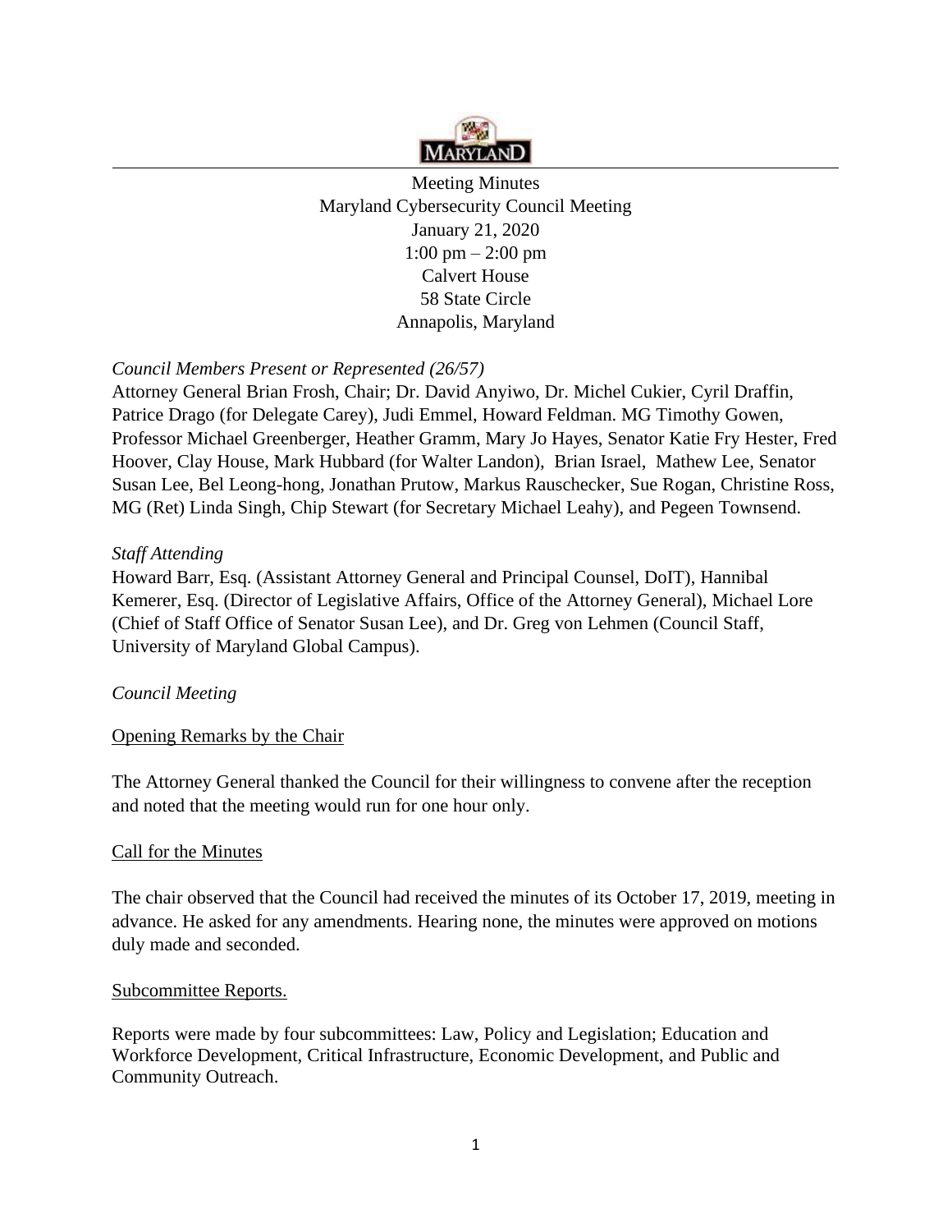Meeting Minutes
Maryland Cybersecurity Council Meeting
January 21, 2020
1:00 pm – 2:00 pm
Calvert House
58 State Circle
Annapolis, Maryland

*Council Members Present or Represented (26/57)*

Attorney General Brian Frosh, Chair; Dr. David Anyiwo, Dr. Michel Cukier, Cyril Draffin, Patrice Drago (for Delegate Carey), Judi Emmel, Howard Feldman. MG Timothy Gowen, Professor Michael Greenberger, Heather Gramm, Mary Jo Hayes, Senator Katie Fry Hester, Fred Hoover, Clay House, Mark Hubbard (for Walter Landon), Brian Israel, Mathew Lee, Senator Susan Lee, Bel Leong-hong, Jonathan Prutow, Markus Rauschecker, Sue Rogan, Christine Ross, MG (Ret) Linda Singh, Chip Stewart (for Secretary Michael Leahy), and Pegeen Townsend.

*Staff Attending*

Howard Barr, Esq. (Assistant Attorney General and Principal Counsel, DoIT), Hannibal Kemerer, Esq. (Director of Legislative Affairs, Office of the Attorney General), Michael Lore (Chief of Staff Office of Senator Susan Lee), and Dr. Greg von Lehmen (Council Staff, University of Maryland Global Campus).

*Council Meeting*

Opening Remarks by the Chair

The Attorney General thanked the Council for their willingness to convene after the reception and noted that the meeting would run for one hour only.

Call for the Minutes

The chair observed that the Council had received the minutes of its October 17, 2019, meeting in advance. He asked for any amendments. Hearing none, the minutes were approved on motions duly made and seconded.

Subcommittee Reports.

Reports were made by four subcommittees: Law, Policy and Legislation; Education and Workforce Development, Critical Infrastructure, Economic Development, and Public and Community Outreach.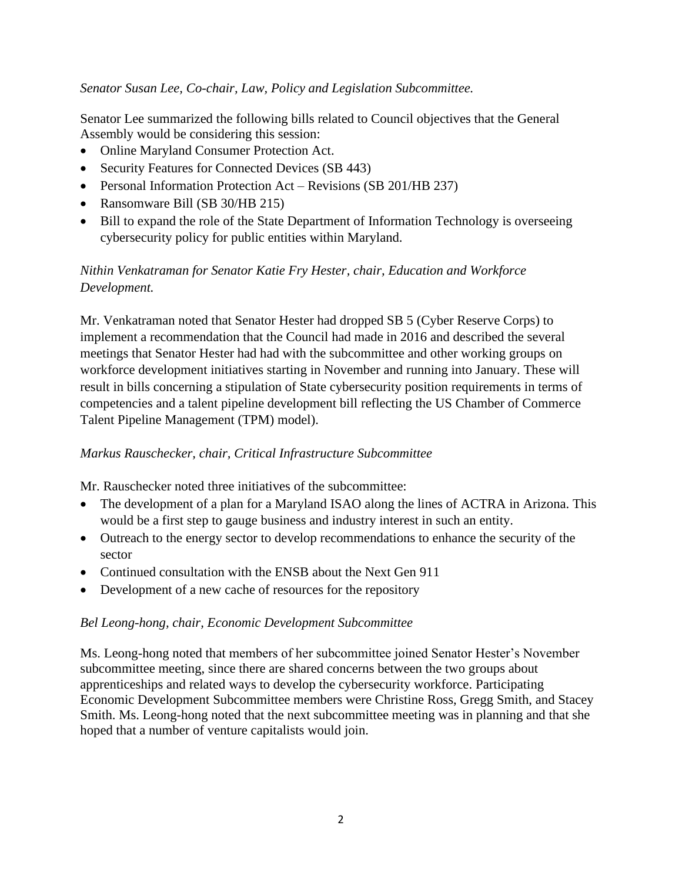*Senator Susan Lee, Co-chair, Law, Policy and Legislation Subcommittee.*

Senator Lee summarized the following bills related to Council objectives that the General Assembly would be considering this session:

- Online Maryland Consumer Protection Act.
- Security Features for Connected Devices (SB 443)
- Personal Information Protection Act – Revisions (SB 201/HB 237)
- Ransomware Bill (SB 30/HB 215)
- Bill to expand the role of the State Department of Information Technology is overseeing cybersecurity policy for public entities within Maryland.

*Nithin Venkatraman for Senator Katie Fry Hester, chair, Education and Workforce Development.*

Mr. Venkatraman noted that Senator Hester had dropped SB 5 (Cyber Reserve Corps) to implement a recommendation that the Council had made in 2016 and described the several meetings that Senator Hester had had with the subcommittee and other working groups on workforce development initiatives starting in November and running into January. These will result in bills concerning a stipulation of State cybersecurity position requirements in terms of competencies and a talent pipeline development bill reflecting the US Chamber of Commerce Talent Pipeline Management (TPM) model).

*Markus Rauschecker, chair, Critical Infrastructure Subcommittee*

Mr. Rauschecker noted three initiatives of the subcommittee:

- The development of a plan for a Maryland ISAO along the lines of ACTRA in Arizona. This would be a first step to gauge business and industry interest in such an entity.
- Outreach to the energy sector to develop recommendations to enhance the security of the sector
- Continued consultation with the ENSB about the Next Gen 911
- Development of a new cache of resources for the repository

*Bel Leong-hong, chair, Economic Development Subcommittee*

Ms. Leong-hong noted that members of her subcommittee joined Senator Hester's November subcommittee meeting, since there are shared concerns between the two groups about apprenticeships and related ways to develop the cybersecurity workforce. Participating Economic Development Subcommittee members were Christine Ross, Gregg Smith, and Stacey Smith. Ms. Leong-hong noted that the next subcommittee meeting was in planning and that she hoped that a number of venture capitalists would join.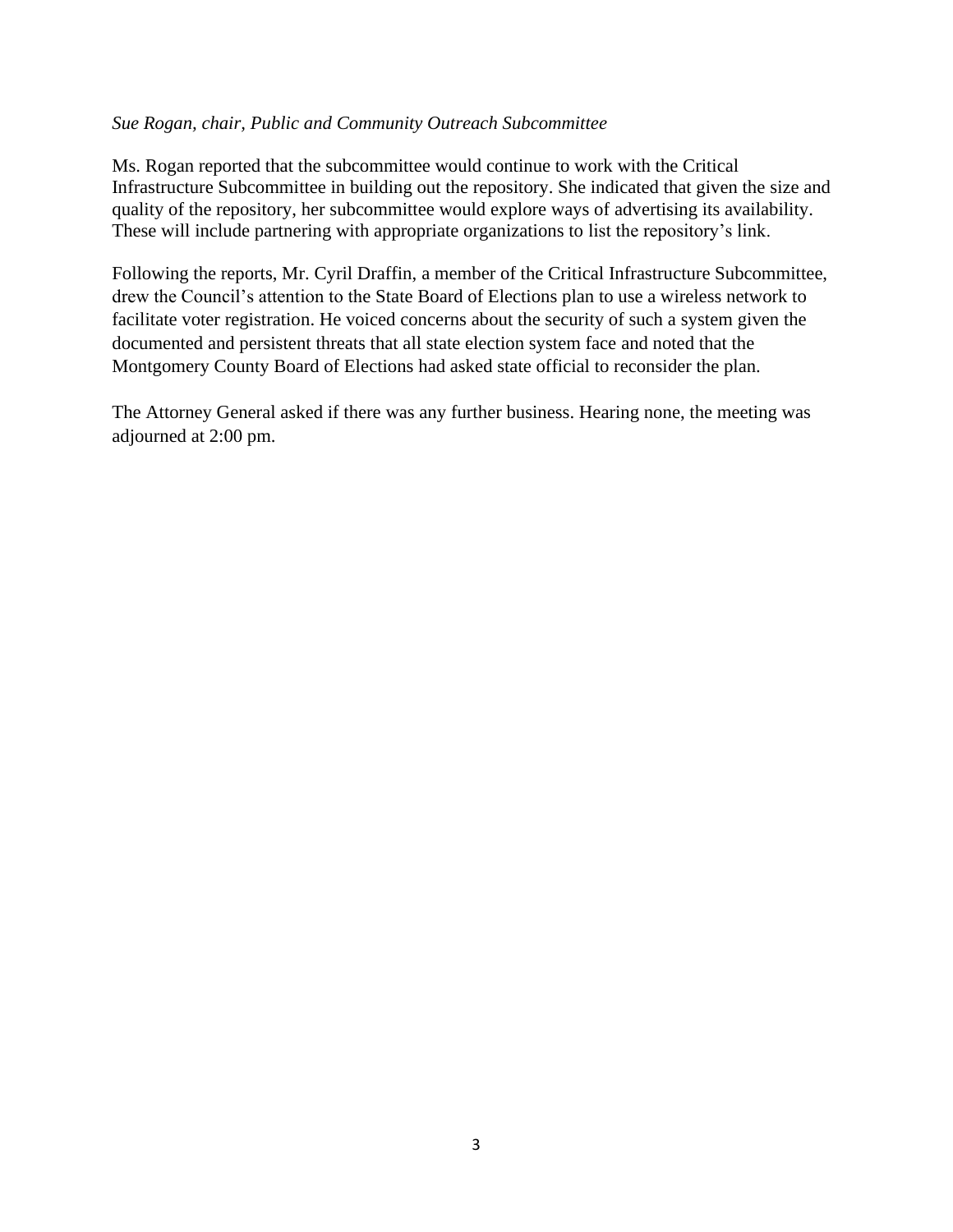*Sue Rogan, chair, Public and Community Outreach Subcommittee*

Ms. Rogan reported that the subcommittee would continue to work with the Critical Infrastructure Subcommittee in building out the repository. She indicated that given the size and quality of the repository, her subcommittee would explore ways of advertising its availability. These will include partnering with appropriate organizations to list the repository's link.

Following the reports, Mr. Cyril Draffin, a member of the Critical Infrastructure Subcommittee, drew the Council's attention to the State Board of Elections plan to use a wireless network to facilitate voter registration. He voiced concerns about the security of such a system given the documented and persistent threats that all state election system face and noted that the Montgomery County Board of Elections had asked state official to reconsider the plan.

The Attorney General asked if there was any further business. Hearing none, the meeting was adjourned at 2:00 pm.